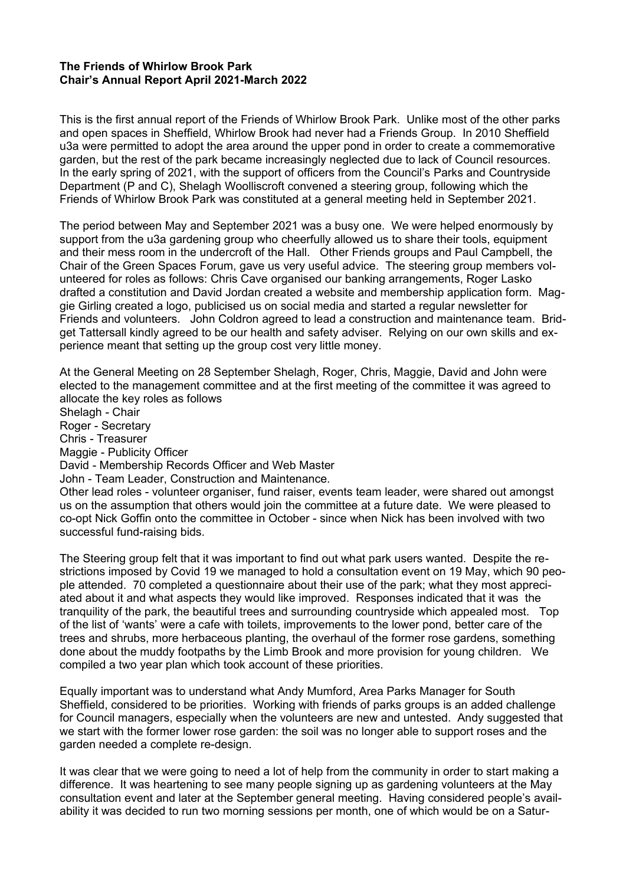**The Friends of Whirlow Brook Park**
**Chair's Annual Report April 2021-March 2022**

This is the first annual report of the Friends of Whirlow Brook Park. Unlike most of the other parks and open spaces in Sheffield, Whirlow Brook had never had a Friends Group. In 2010 Sheffield u3a were permitted to adopt the area around the upper pond in order to create a commemorative garden, but the rest of the park became increasingly neglected due to lack of Council resources. In the early spring of 2021, with the support of officers from the Council's Parks and Countryside Department (P and C), Shelagh Woolliscroft convened a steering group, following which the Friends of Whirlow Brook Park was constituted at a general meeting held in September 2021.

The period between May and September 2021 was a busy one. We were helped enormously by support from the u3a gardening group who cheerfully allowed us to share their tools, equipment and their mess room in the undercroft of the Hall. Other Friends groups and Paul Campbell, the Chair of the Green Spaces Forum, gave us very useful advice. The steering group members volunteered for roles as follows: Chris Cave organised our banking arrangements, Roger Lasko drafted a constitution and David Jordan created a website and membership application form. Maggie Girling created a logo, publicised us on social media and started a regular newsletter for Friends and volunteers. John Coldron agreed to lead a construction and maintenance team. Bridget Tattersall kindly agreed to be our health and safety adviser. Relying on our own skills and experience meant that setting up the group cost very little money.

At the General Meeting on 28 September Shelagh, Roger, Chris, Maggie, David and John were elected to the management committee and at the first meeting of the committee it was agreed to allocate the key roles as follows

Shelagh - Chair
Roger - Secretary
Chris - Treasurer
Maggie - Publicity Officer
David - Membership Records Officer and Web Master
John - Team Leader, Construction and Maintenance.

Other lead roles - volunteer organiser, fund raiser, events team leader, were shared out amongst us on the assumption that others would join the committee at a future date. We were pleased to co-opt Nick Goffin onto the committee in October - since when Nick has been involved with two successful fund-raising bids.

The Steering group felt that it was important to find out what park users wanted. Despite the restrictions imposed by Covid 19 we managed to hold a consultation event on 19 May, which 90 people attended. 70 completed a questionnaire about their use of the park; what they most appreciated about it and what aspects they would like improved. Responses indicated that it was the tranquility of the park, the beautiful trees and surrounding countryside which appealed most. Top of the list of 'wants' were a cafe with toilets, improvements to the lower pond, better care of the trees and shrubs, more herbaceous planting, the overhaul of the former rose gardens, something done about the muddy footpaths by the Limb Brook and more provision for young children. We compiled a two year plan which took account of these priorities.

Equally important was to understand what Andy Mumford, Area Parks Manager for South Sheffield, considered to be priorities. Working with friends of parks groups is an added challenge for Council managers, especially when the volunteers are new and untested. Andy suggested that we start with the former lower rose garden: the soil was no longer able to support roses and the garden needed a complete re-design.

It was clear that we were going to need a lot of help from the community in order to start making a difference. It was heartening to see many people signing up as gardening volunteers at the May consultation event and later at the September general meeting. Having considered people's availability it was decided to run two morning sessions per month, one of which would be on a Satur-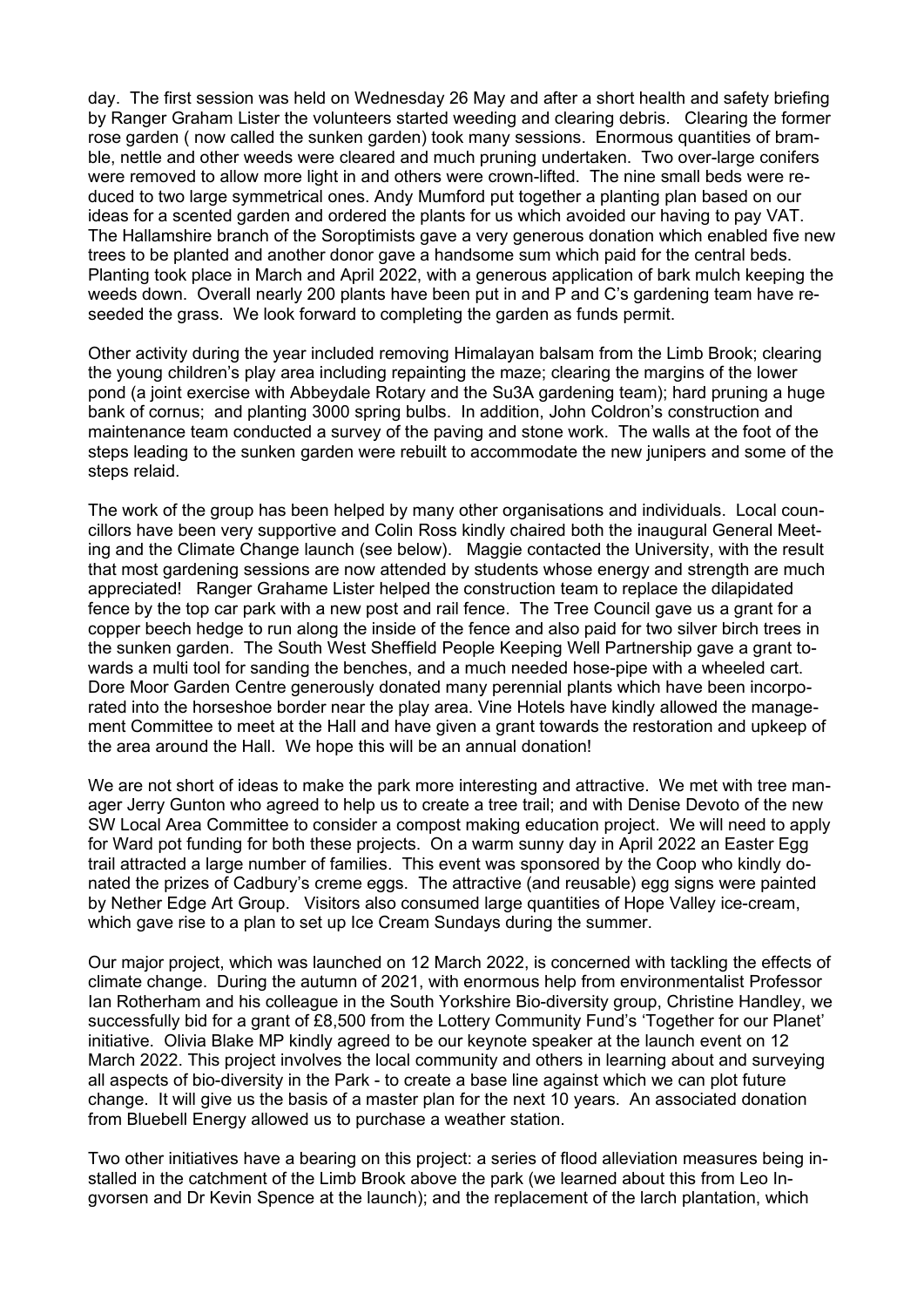day. The first session was held on Wednesday 26 May and after a short health and safety briefing by Ranger Graham Lister the volunteers started weeding and clearing debris. Clearing the former rose garden ( now called the sunken garden) took many sessions. Enormous quantities of bramble, nettle and other weeds were cleared and much pruning undertaken. Two over-large conifers were removed to allow more light in and others were crown-lifted. The nine small beds were reduced to two large symmetrical ones. Andy Mumford put together a planting plan based on our ideas for a scented garden and ordered the plants for us which avoided our having to pay VAT. The Hallamshire branch of the Soroptimists gave a very generous donation which enabled five new trees to be planted and another donor gave a handsome sum which paid for the central beds. Planting took place in March and April 2022, with a generous application of bark mulch keeping the weeds down. Overall nearly 200 plants have been put in and P and C's gardening team have re-seeded the grass. We look forward to completing the garden as funds permit.

Other activity during the year included removing Himalayan balsam from the Limb Brook; clearing the young children's play area including repainting the maze; clearing the margins of the lower pond (a joint exercise with Abbeydale Rotary and the Su3A gardening team); hard pruning a huge bank of cornus; and planting 3000 spring bulbs. In addition, John Coldron's construction and maintenance team conducted a survey of the paving and stone work. The walls at the foot of the steps leading to the sunken garden were rebuilt to accommodate the new junipers and some of the steps relaid.

The work of the group has been helped by many other organisations and individuals. Local councillors have been very supportive and Colin Ross kindly chaired both the inaugural General Meeting and the Climate Change launch (see below). Maggie contacted the University, with the result that most gardening sessions are now attended by students whose energy and strength are much appreciated! Ranger Grahame Lister helped the construction team to replace the dilapidated fence by the top car park with a new post and rail fence. The Tree Council gave us a grant for a copper beech hedge to run along the inside of the fence and also paid for two silver birch trees in the sunken garden. The South West Sheffield People Keeping Well Partnership gave a grant towards a multi tool for sanding the benches, and a much needed hose-pipe with a wheeled cart. Dore Moor Garden Centre generously donated many perennial plants which have been incorporated into the horseshoe border near the play area. Vine Hotels have kindly allowed the management Committee to meet at the Hall and have given a grant towards the restoration and upkeep of the area around the Hall. We hope this will be an annual donation!

We are not short of ideas to make the park more interesting and attractive. We met with tree manager Jerry Gunton who agreed to help us to create a tree trail; and with Denise Devoto of the new SW Local Area Committee to consider a compost making education project. We will need to apply for Ward pot funding for both these projects. On a warm sunny day in April 2022 an Easter Egg trail attracted a large number of families. This event was sponsored by the Coop who kindly donated the prizes of Cadbury's creme eggs. The attractive (and reusable) egg signs were painted by Nether Edge Art Group. Visitors also consumed large quantities of Hope Valley ice-cream, which gave rise to a plan to set up Ice Cream Sundays during the summer.

Our major project, which was launched on 12 March 2022, is concerned with tackling the effects of climate change. During the autumn of 2021, with enormous help from environmentalist Professor Ian Rotherham and his colleague in the South Yorkshire Bio-diversity group, Christine Handley, we successfully bid for a grant of £8,500 from the Lottery Community Fund's 'Together for our Planet' initiative. Olivia Blake MP kindly agreed to be our keynote speaker at the launch event on 12 March 2022. This project involves the local community and others in learning about and surveying all aspects of bio-diversity in the Park - to create a base line against which we can plot future change. It will give us the basis of a master plan for the next 10 years. An associated donation from Bluebell Energy allowed us to purchase a weather station.

Two other initiatives have a bearing on this project: a series of flood alleviation measures being installed in the catchment of the Limb Brook above the park (we learned about this from Leo Ingvorsen and Dr Kevin Spence at the launch); and the replacement of the larch plantation, which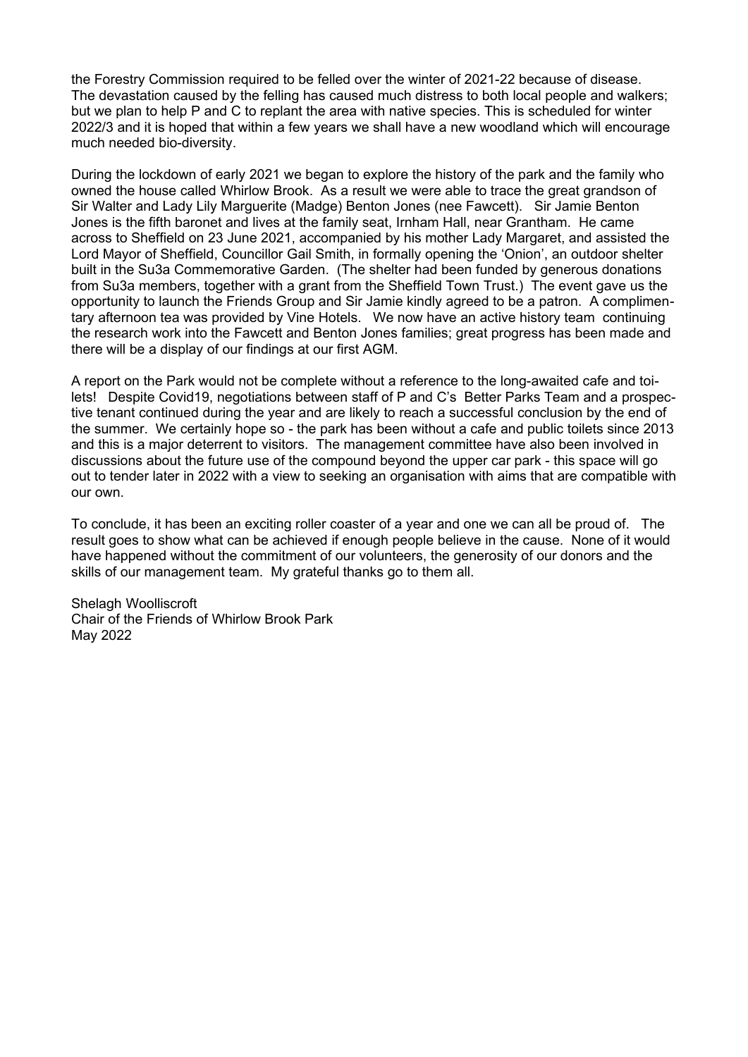the Forestry Commission required to be felled over the winter of 2021-22 because of disease. The devastation caused by the felling has caused much distress to both local people and walkers; but we plan to help P and C to replant the area with native species. This is scheduled for winter 2022/3 and it is hoped that within a few years we shall have a new woodland which will encourage much needed bio-diversity.

During the lockdown of early 2021 we began to explore the history of the park and the family who owned the house called Whirlow Brook. As a result we were able to trace the great grandson of Sir Walter and Lady Lily Marguerite (Madge) Benton Jones (nee Fawcett). Sir Jamie Benton Jones is the fifth baronet and lives at the family seat, Irnham Hall, near Grantham. He came across to Sheffield on 23 June 2021, accompanied by his mother Lady Margaret, and assisted the Lord Mayor of Sheffield, Councillor Gail Smith, in formally opening the 'Onion', an outdoor shelter built in the Su3a Commemorative Garden. (The shelter had been funded by generous donations from Su3a members, together with a grant from the Sheffield Town Trust.) The event gave us the opportunity to launch the Friends Group and Sir Jamie kindly agreed to be a patron. A complimentary afternoon tea was provided by Vine Hotels. We now have an active history team continuing the research work into the Fawcett and Benton Jones families; great progress has been made and there will be a display of our findings at our first AGM.

A report on the Park would not be complete without a reference to the long-awaited cafe and toilets! Despite Covid19, negotiations between staff of P and C's Better Parks Team and a prospective tenant continued during the year and are likely to reach a successful conclusion by the end of the summer. We certainly hope so - the park has been without a cafe and public toilets since 2013 and this is a major deterrent to visitors. The management committee have also been involved in discussions about the future use of the compound beyond the upper car park - this space will go out to tender later in 2022 with a view to seeking an organisation with aims that are compatible with our own.

To conclude, it has been an exciting roller coaster of a year and one we can all be proud of. The result goes to show what can be achieved if enough people believe in the cause. None of it would have happened without the commitment of our volunteers, the generosity of our donors and the skills of our management team. My grateful thanks go to them all.

Shelagh Woolliscroft
Chair of the Friends of Whirlow Brook Park
May 2022